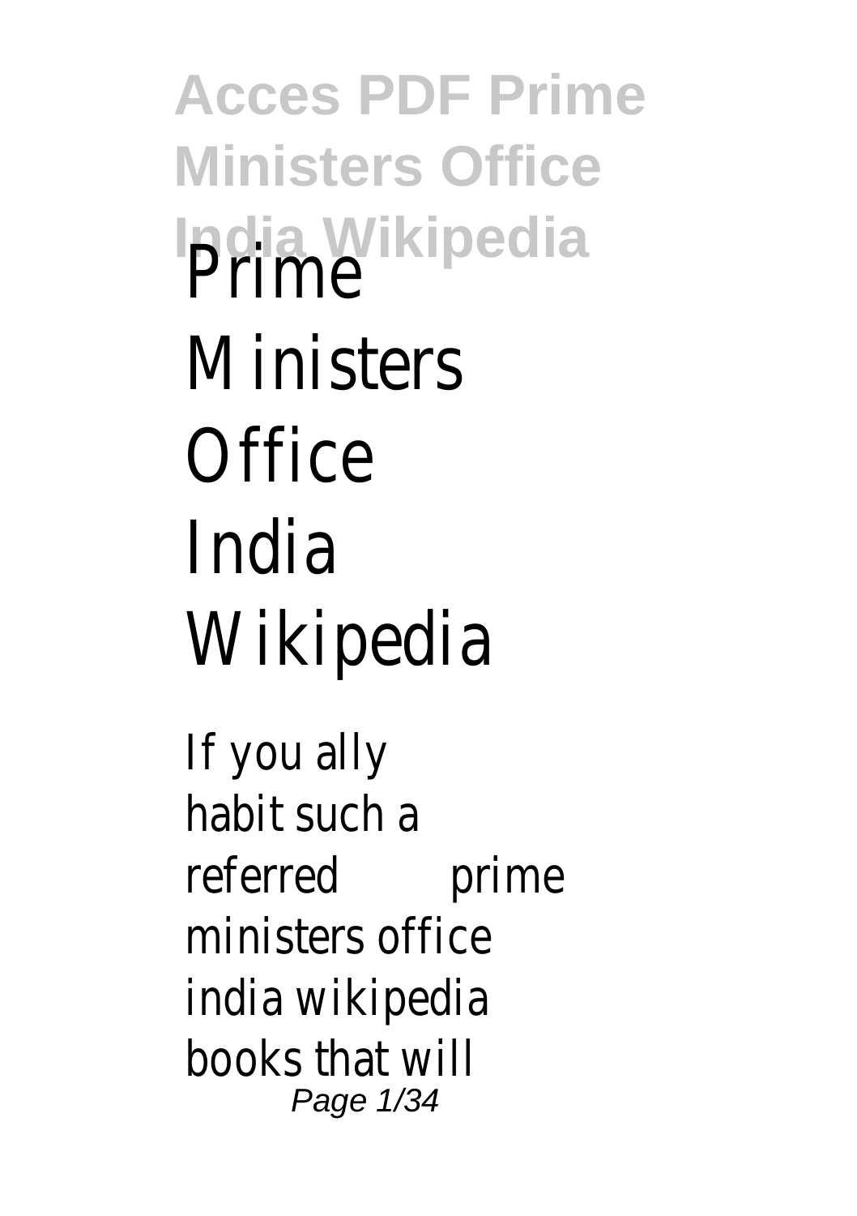# Prime Ministers Office India Wikipedia

If you ally habit such a referred prime ministers office india wikipedia books that will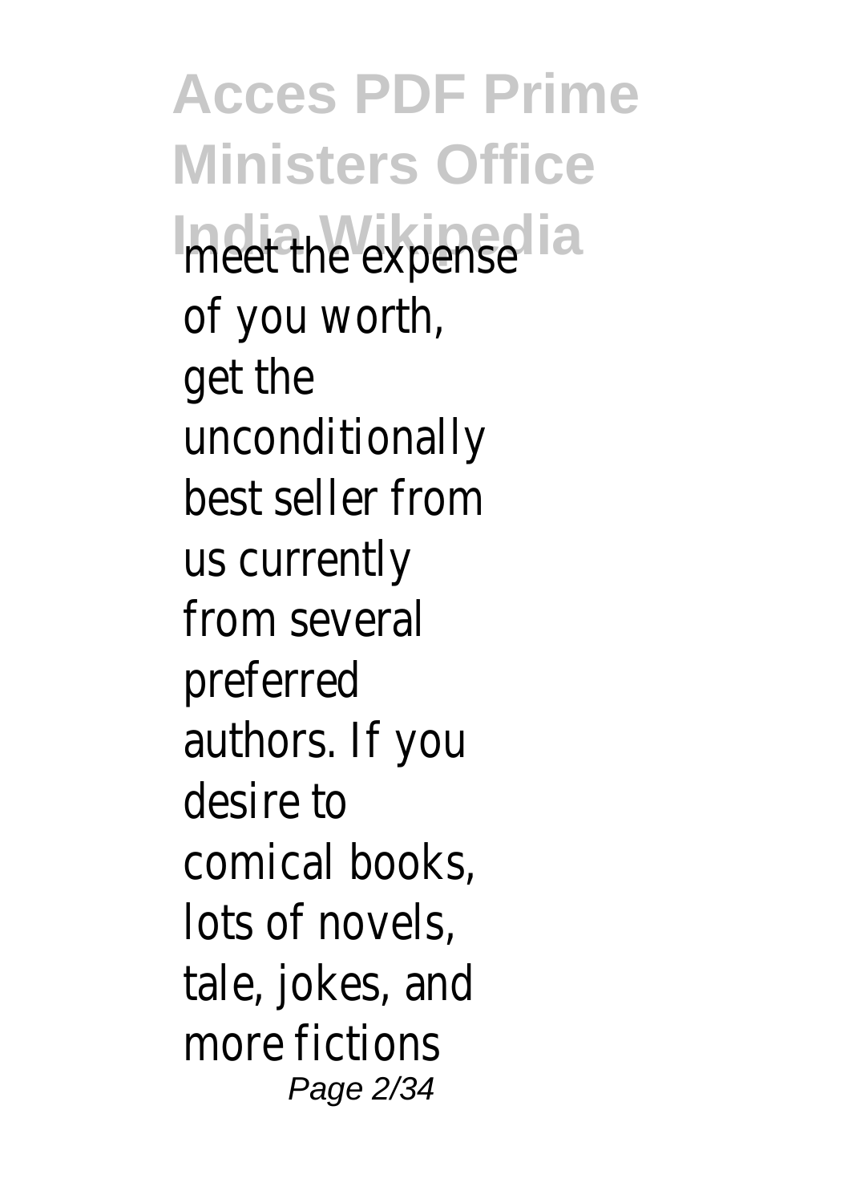meet the expense of you worth, get the unconditionally best seller from us currently from several preferred authors. If you desire to comical books, lots of novels, tale, jokes, and more fictions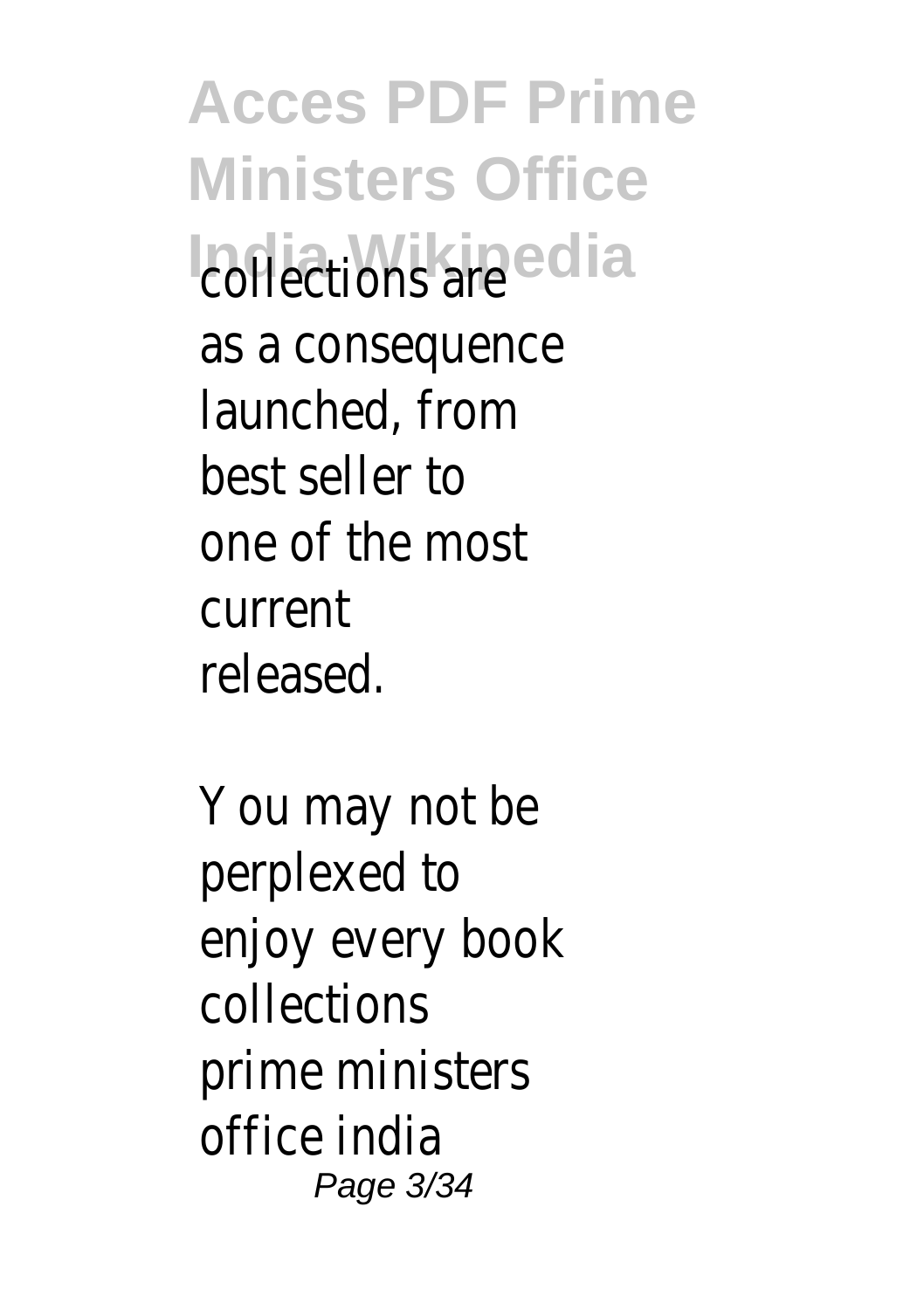collections are as a consequence launched, from best seller to one of the most current released.

You may not be perplexed to enjoy every book collections prime ministers office india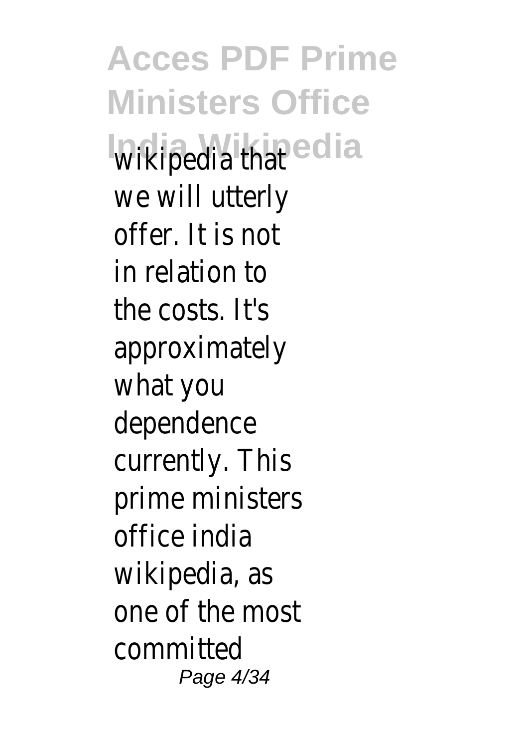wikipedia that we will utterly offer. It is not in relation to the costs. It's approximately what you dependence currently. This prime ministers office india wikipedia, as one of the most committed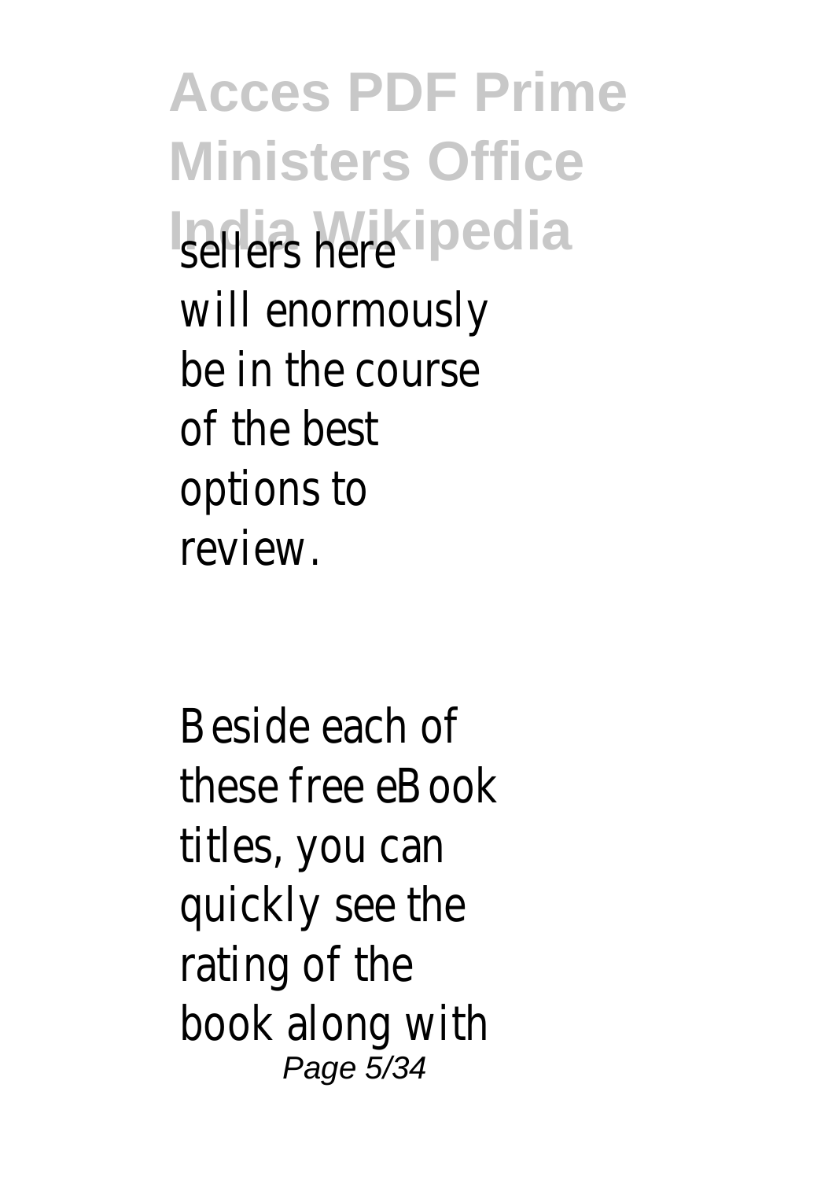sellers here will enormously be in the course of the best options to review.

Beside each of these free eBook titles, you can quickly see the rating of the book along with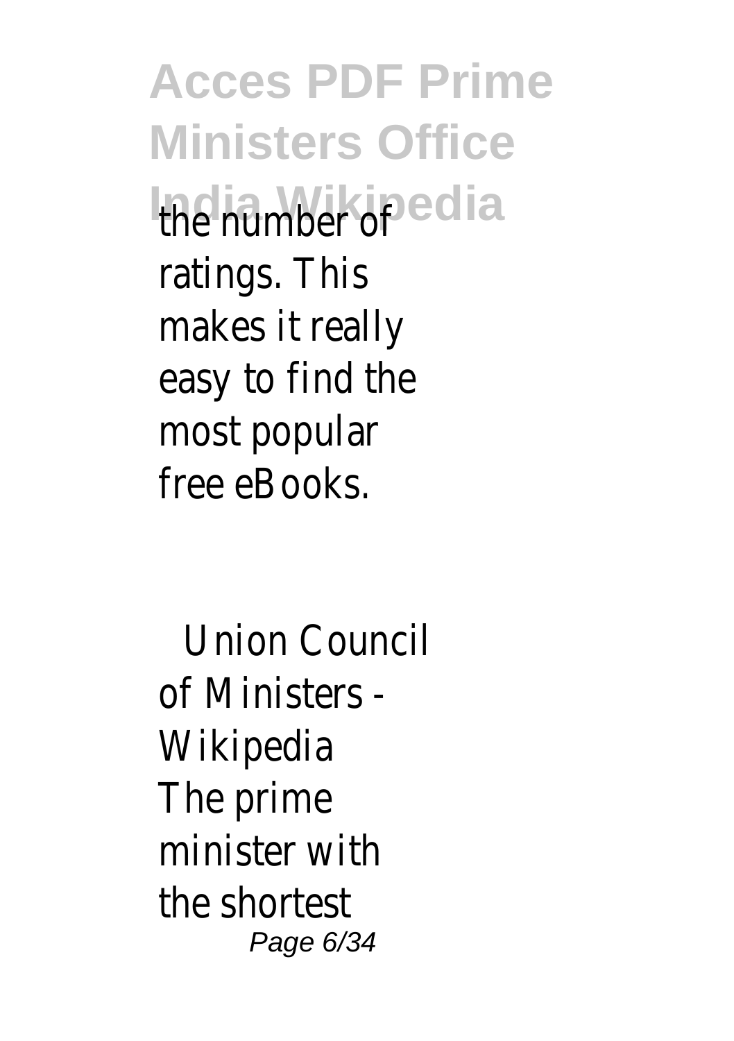the number of ratings. This makes it really easy to find the most popular free eBooks.

Union Council of Ministers - Wikipedia

The prime minister with the shortest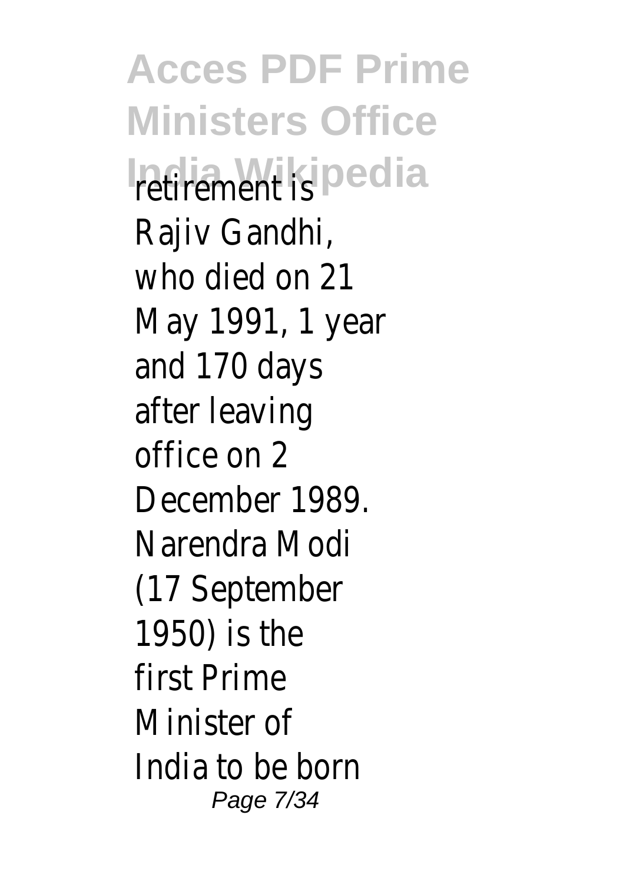retirement is Rajiv Gandhi, who died on 21 May 1991, 1 year and 170 days after leaving office on 2 December 1989. Narendra Modi (17 September 1950) is the first Prime Minister of India to be born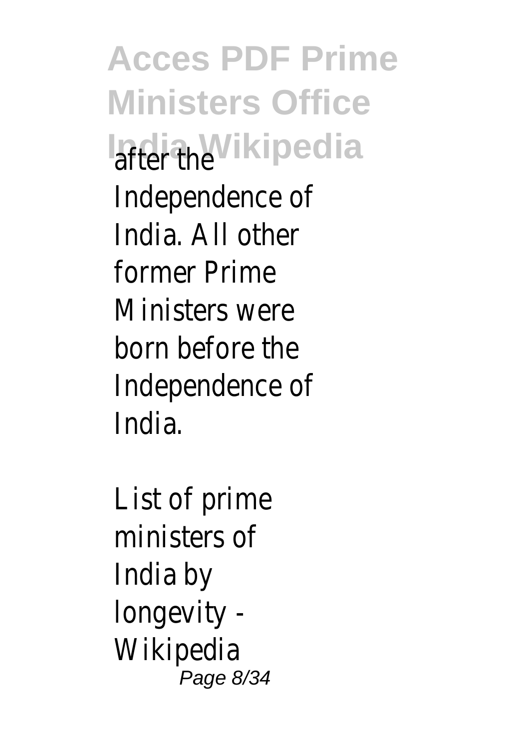after the Independence of India. All other former Prime Ministers were born before the Independence of India.

List of prime ministers of India by longevity - Wikipedia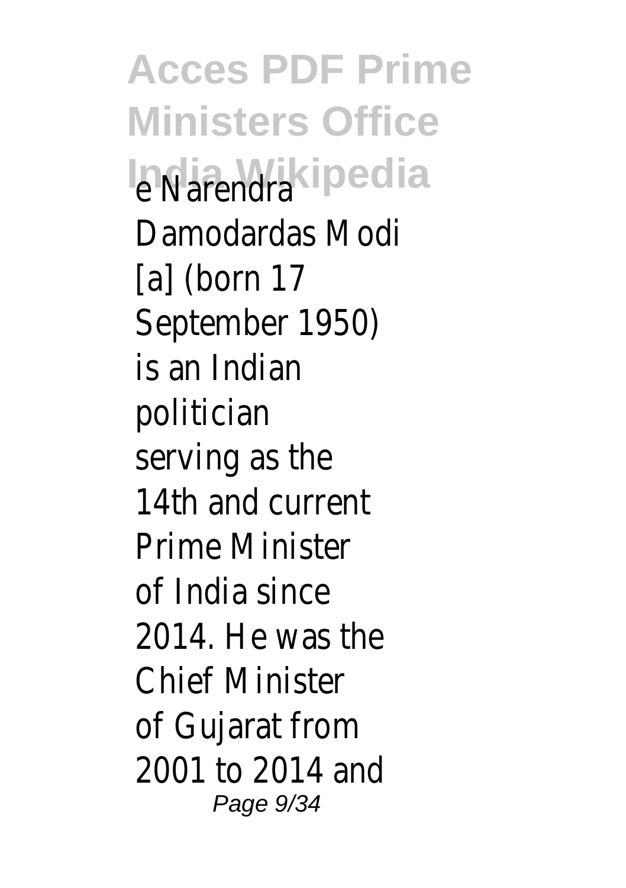e Narendra Damodardas Modi [a] (born 17 September 1950) is an Indian politician serving as the 14th and current Prime Minister of India since 2014. He was the Chief Minister of Gujarat from 2001 to 2014 and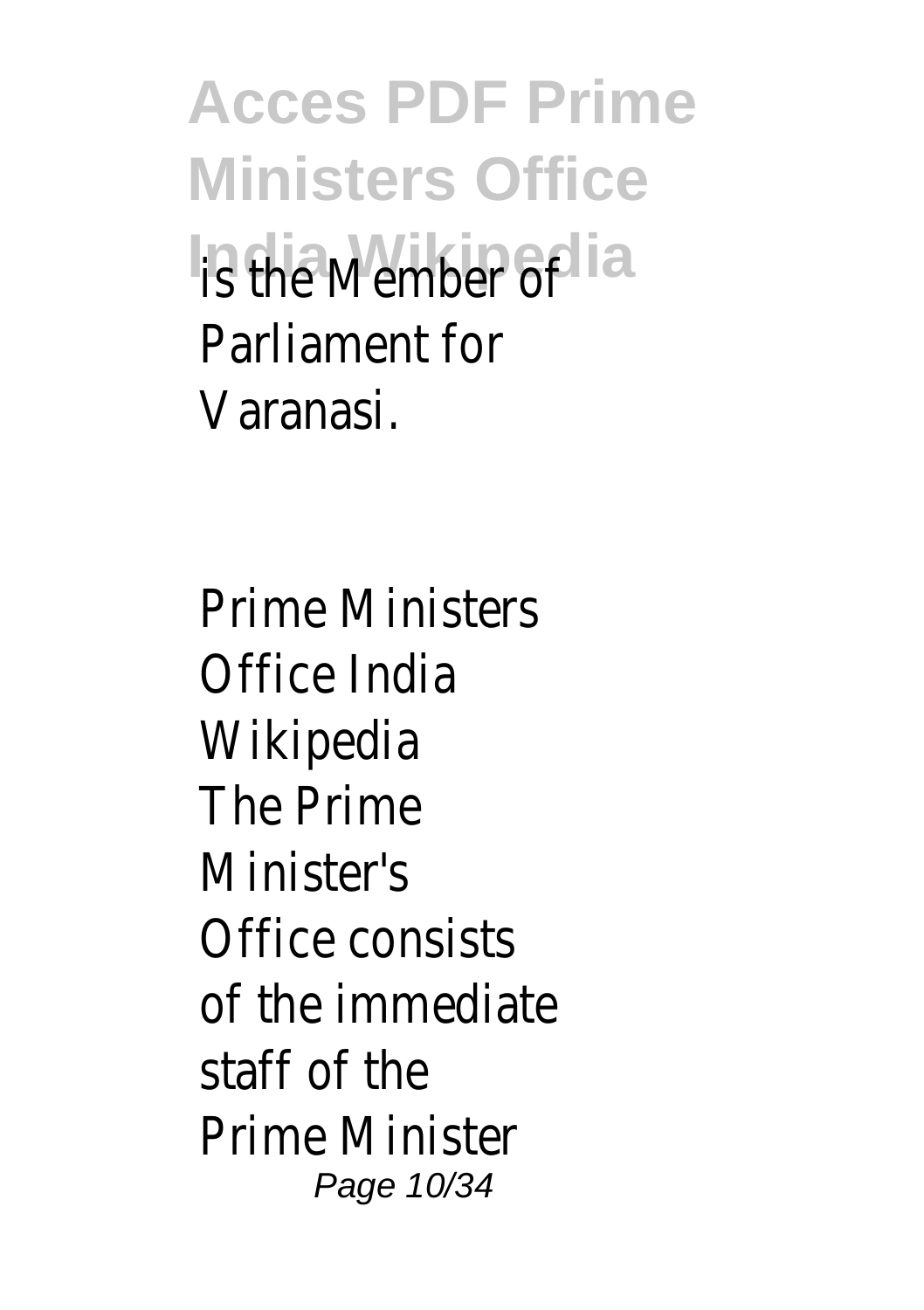is the Member of Parliament for Varanasi.

Prime Ministers Office India Wikipedia
The Prime Minister's Office consists of the immediate staff of the Prime Minister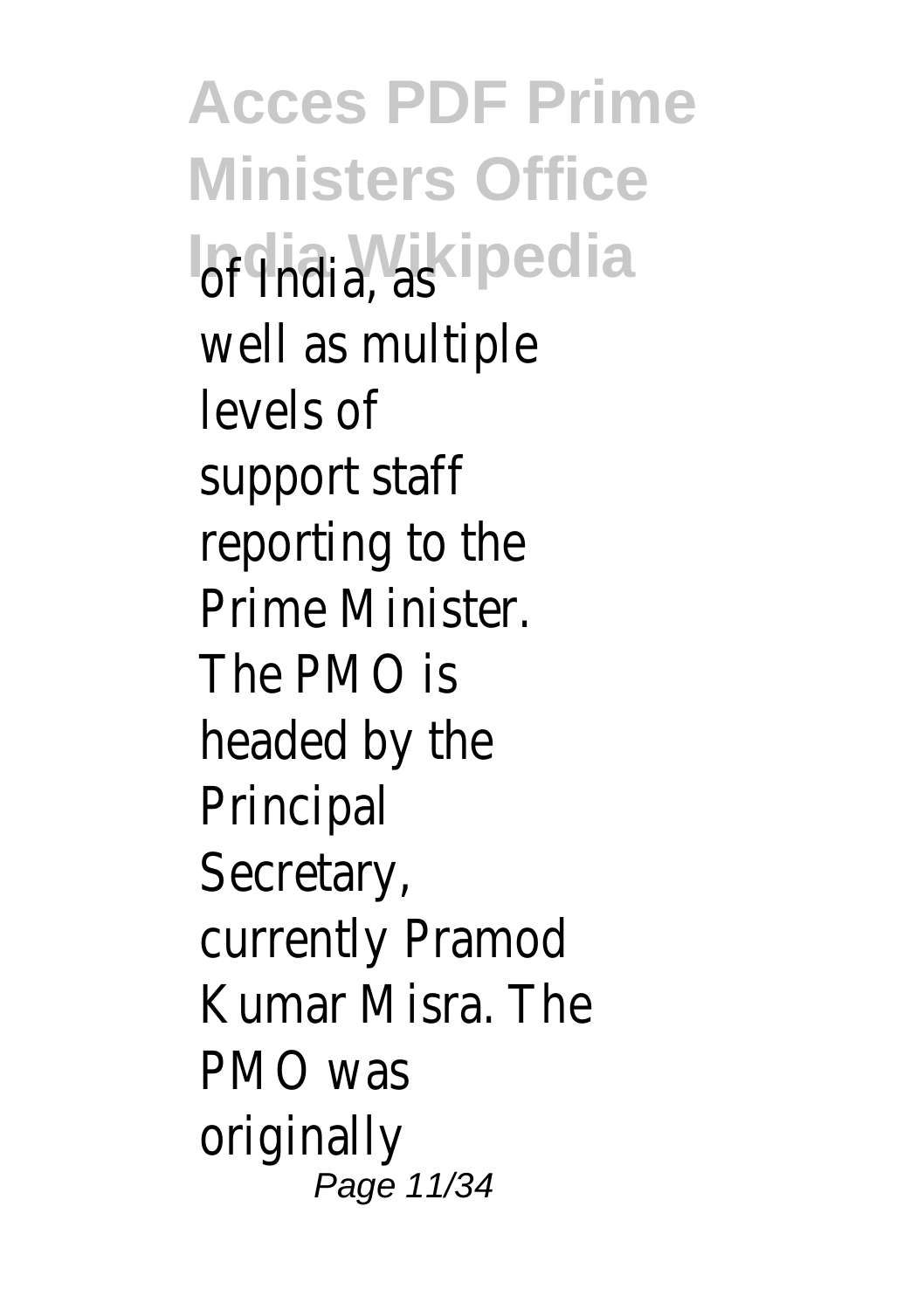of India, as well as multiple levels of support staff reporting to the Prime Minister. The PMO is headed by the Principal Secretary, currently Pramod Kumar Misra. The PMO was originally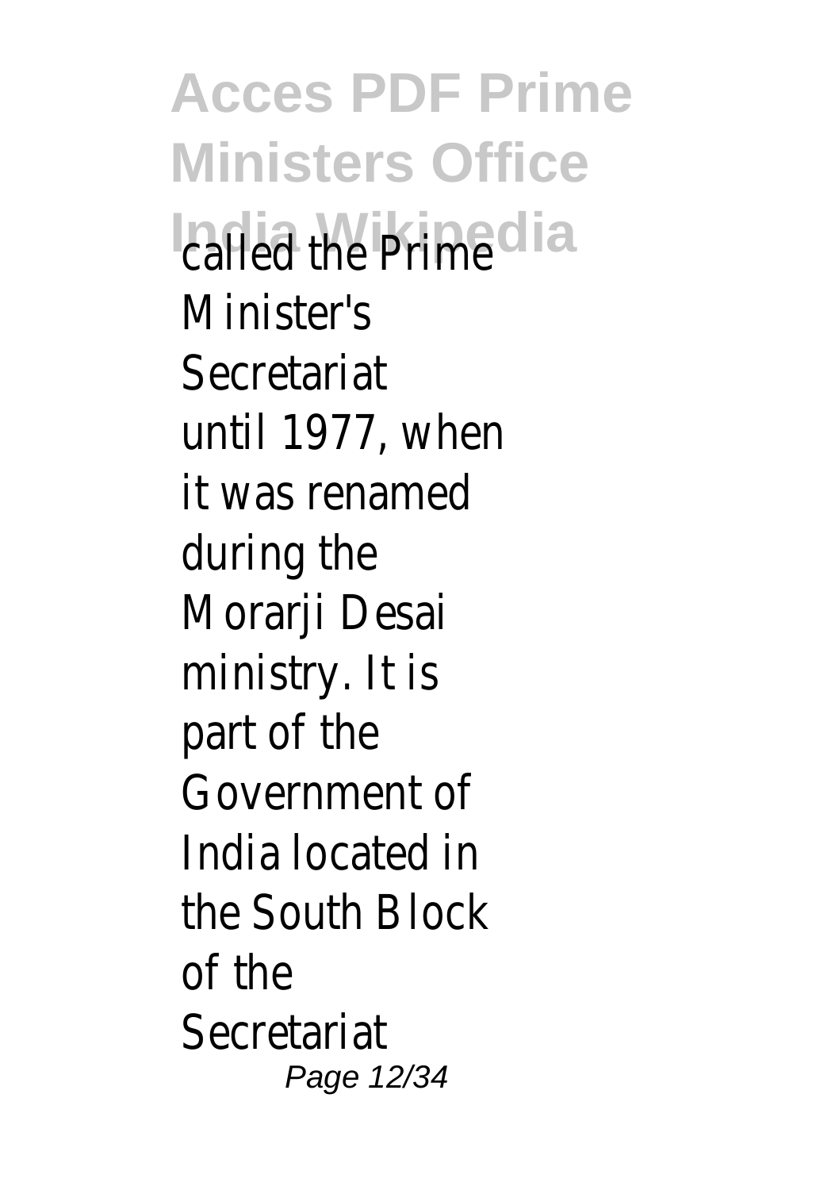called the Prime Minister's Secretariat until 1977, when it was renamed during the Morarji Desai ministry. It is part of the Government of India located in the South Block of the Secretariat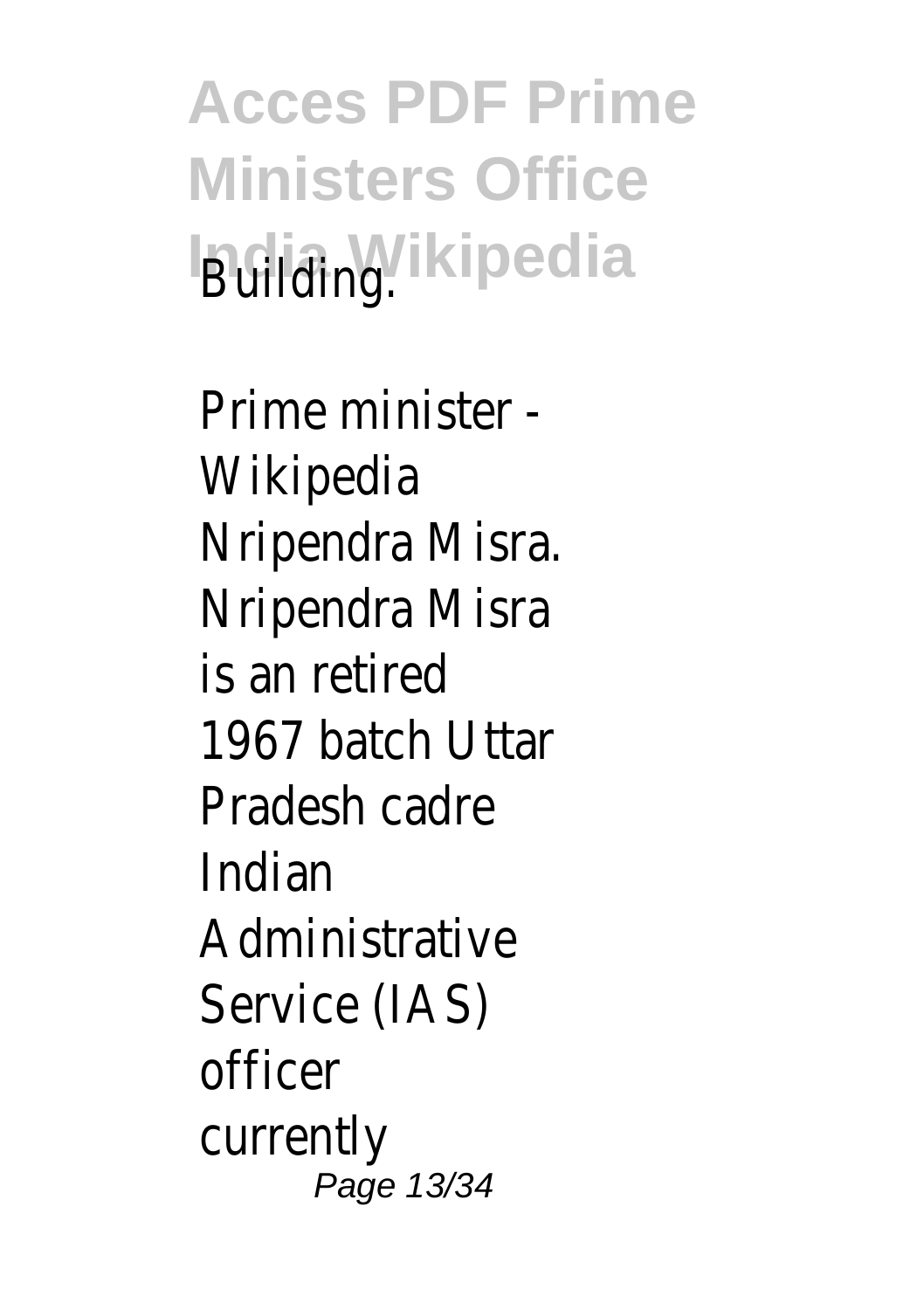Building.

Prime minister - Wikipedia
Nripendra Misra. Nripendra Misra is an retired 1967 batch Uttar Pradesh cadre Indian Administrative Service (IAS) officer currently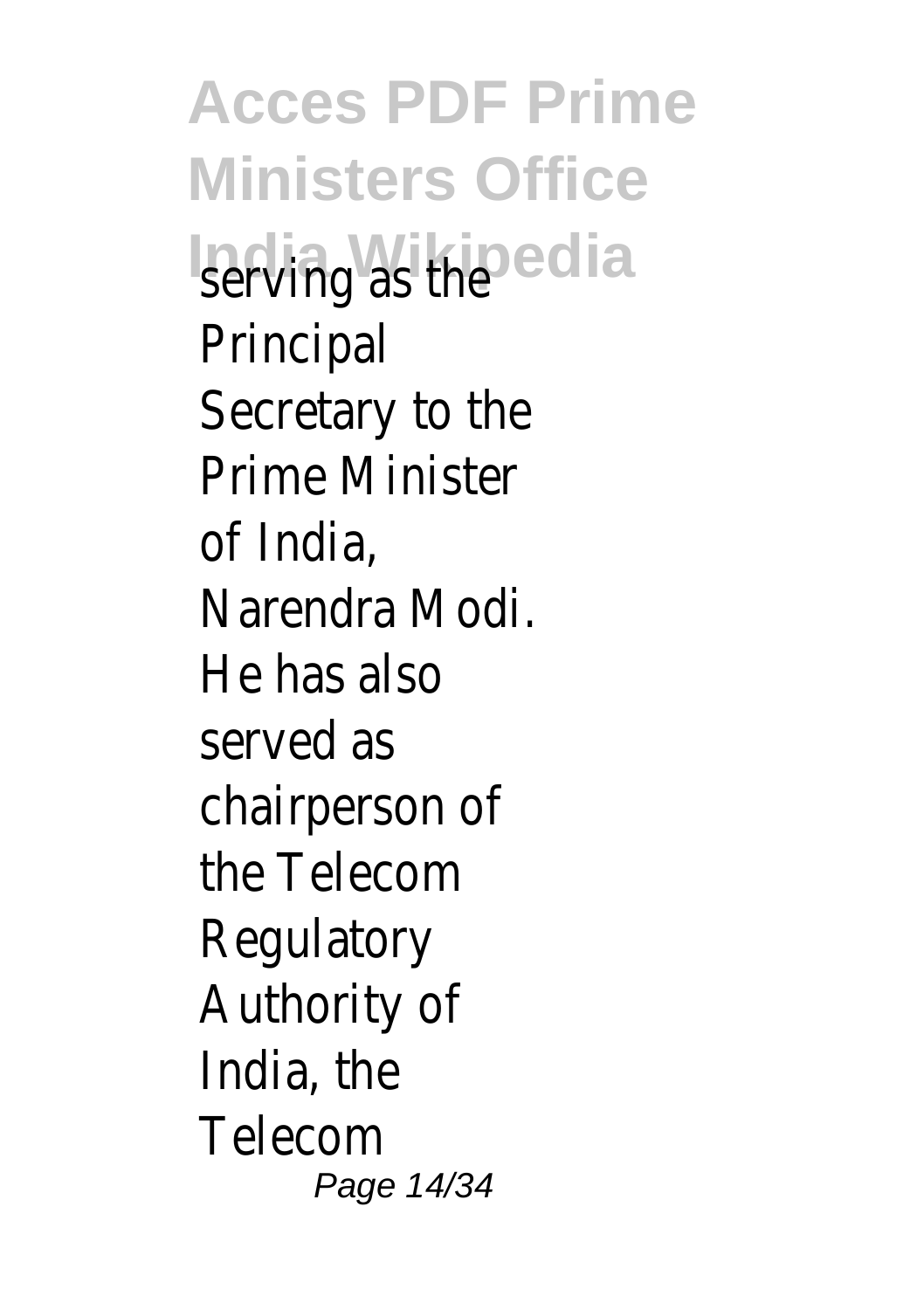serving as the Principal Secretary to the Prime Minister of India, Narendra Modi. He has also served as chairperson of the Telecom Regulatory Authority of India, the Telecom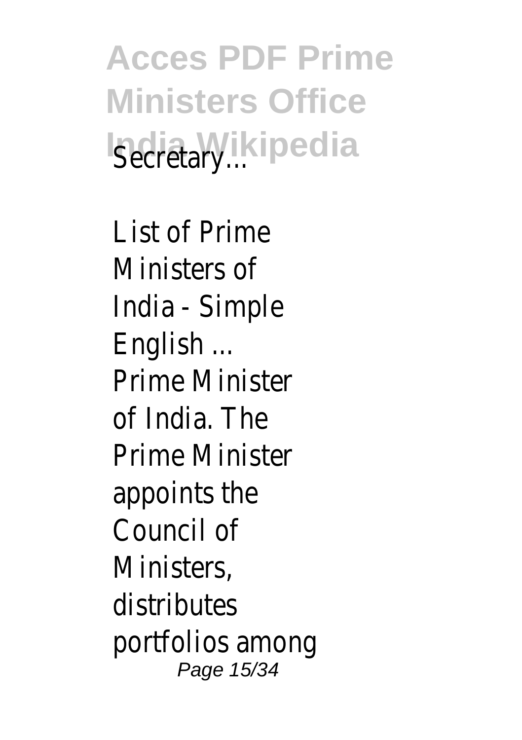Secretary...

List of Prime Ministers of India - Simple English ...
Prime Minister of India. The Prime Minister appoints the Council of Ministers, distributes portfolios among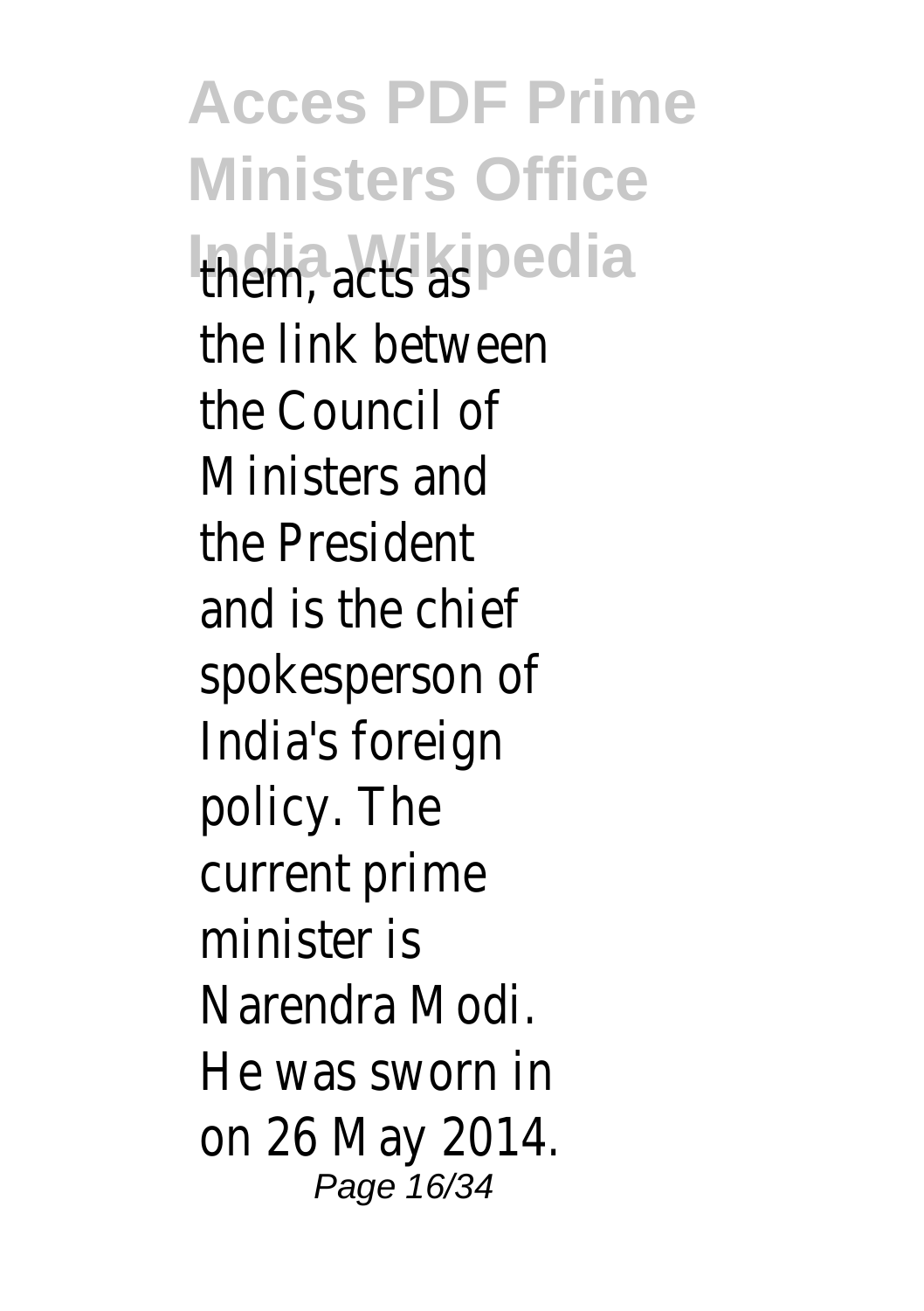them, acts as the link between the Council of Ministers and the President and is the chief spokesperson of India's foreign policy. The current prime minister is Narendra Modi. He was sworn in on 26 May 2014.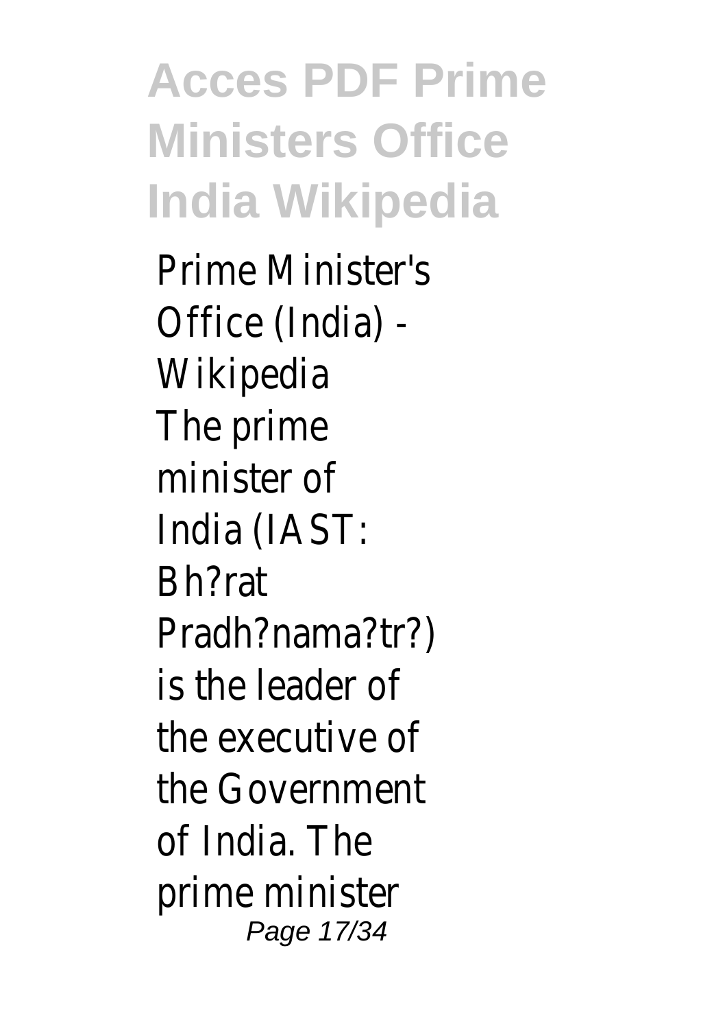Prime Minister's Office (India) - Wikipedia

The prime minister of India (IAST: Bh?rat Pradh?nama?tr?) is the leader of the executive of the Government of India. The prime minister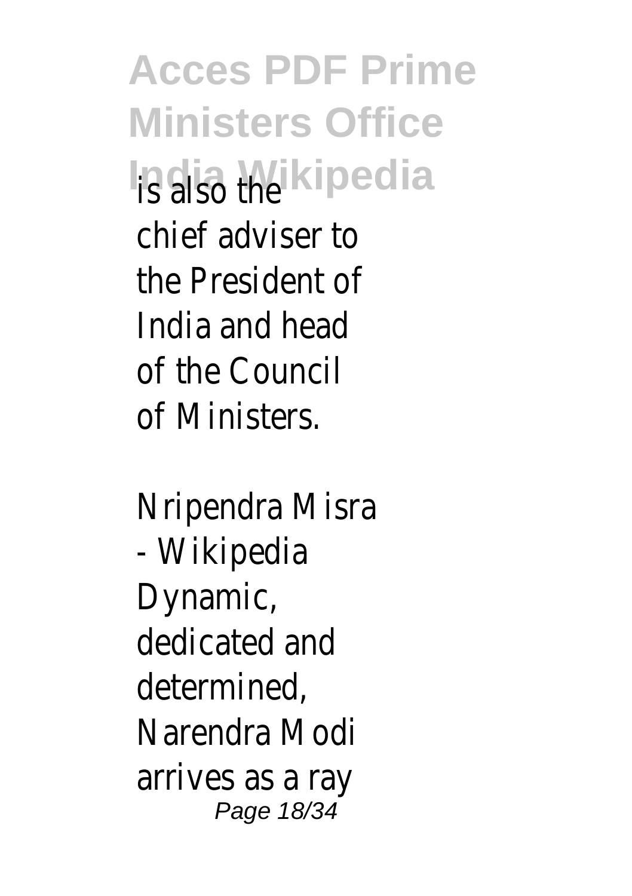is also the chief adviser to the President of India and head of the Council of Ministers.

Nripendra Misra - Wikipedia

Dynamic, dedicated and determined, Narendra Modi arrives as a ray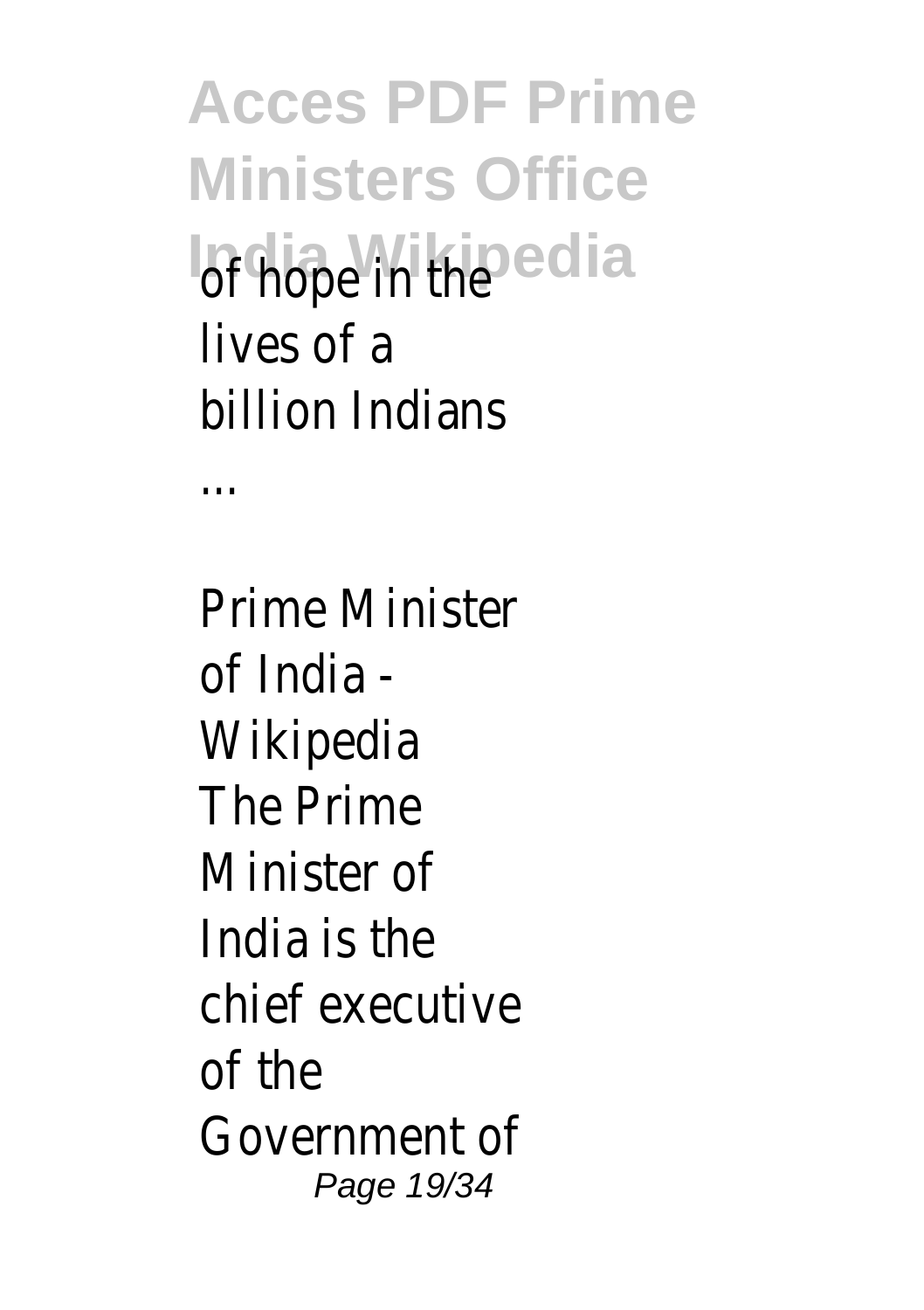of hope in the lives of a billion Indians ...

Prime Minister of India - Wikipedia

The Prime Minister of India is the chief executive of the Government of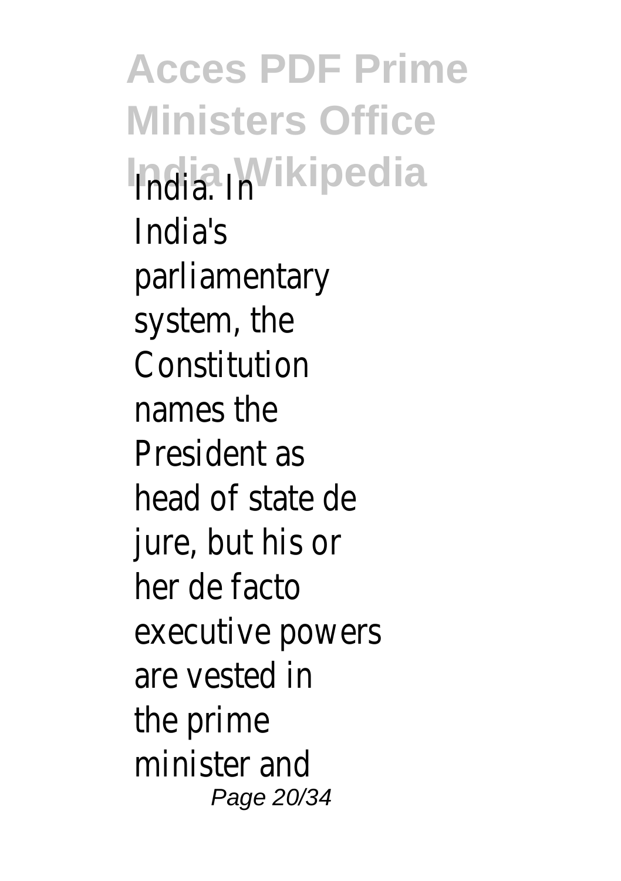India. In India's parliamentary system, the Constitution names the President as head of state de jure, but his or her de facto executive powers are vested in the prime minister and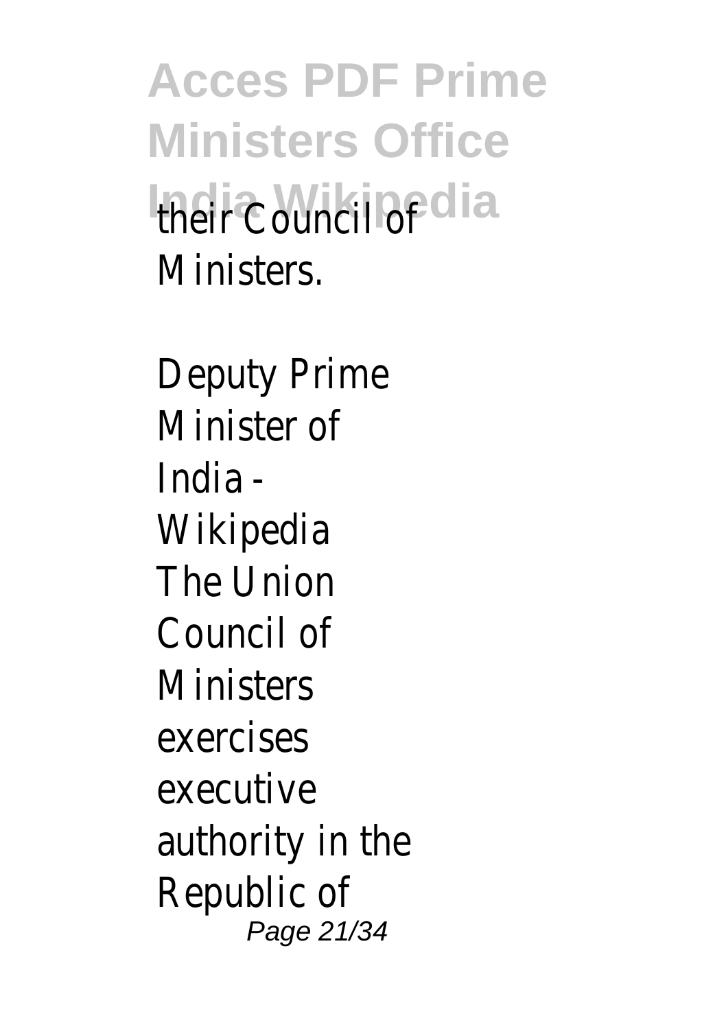their Council of Ministers.

Deputy Prime Minister of India - Wikipedia
The Union Council of Ministers exercises executive authority in the Republic of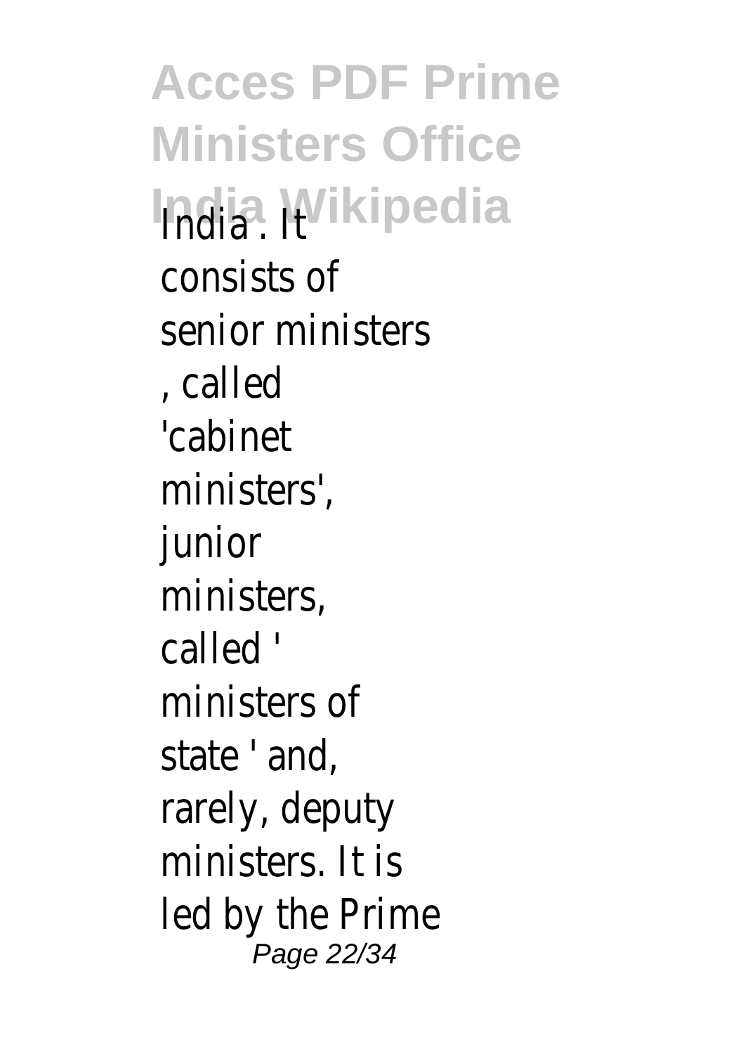India . It consists of senior ministers , called 'cabinet ministers', junior ministers, called ' ministers of state ' and, rarely, deputy ministers. It is led by the Prime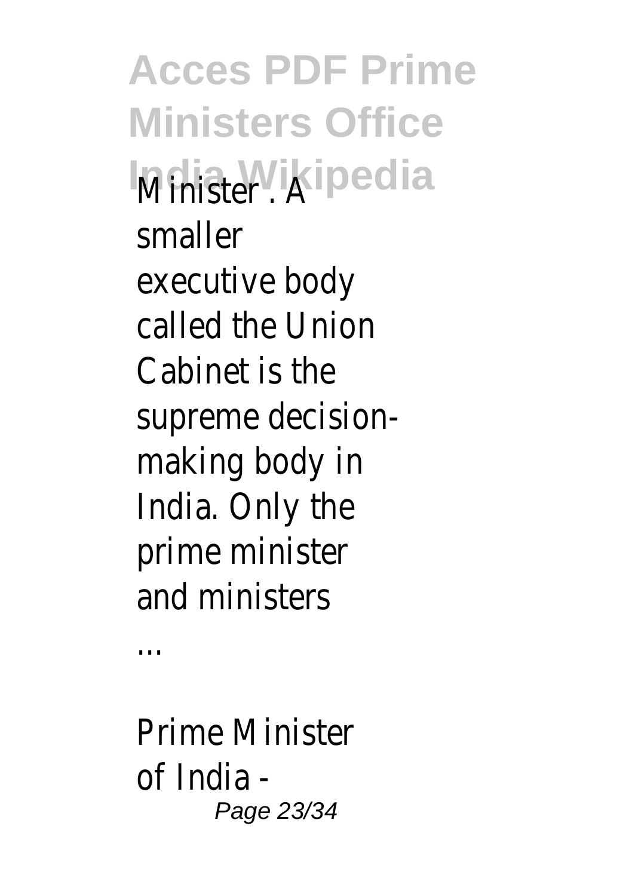Minister . A smaller executive body called the Union Cabinet is the supreme decision-making body in India. Only the prime minister and ministers

...

Prime Minister of India -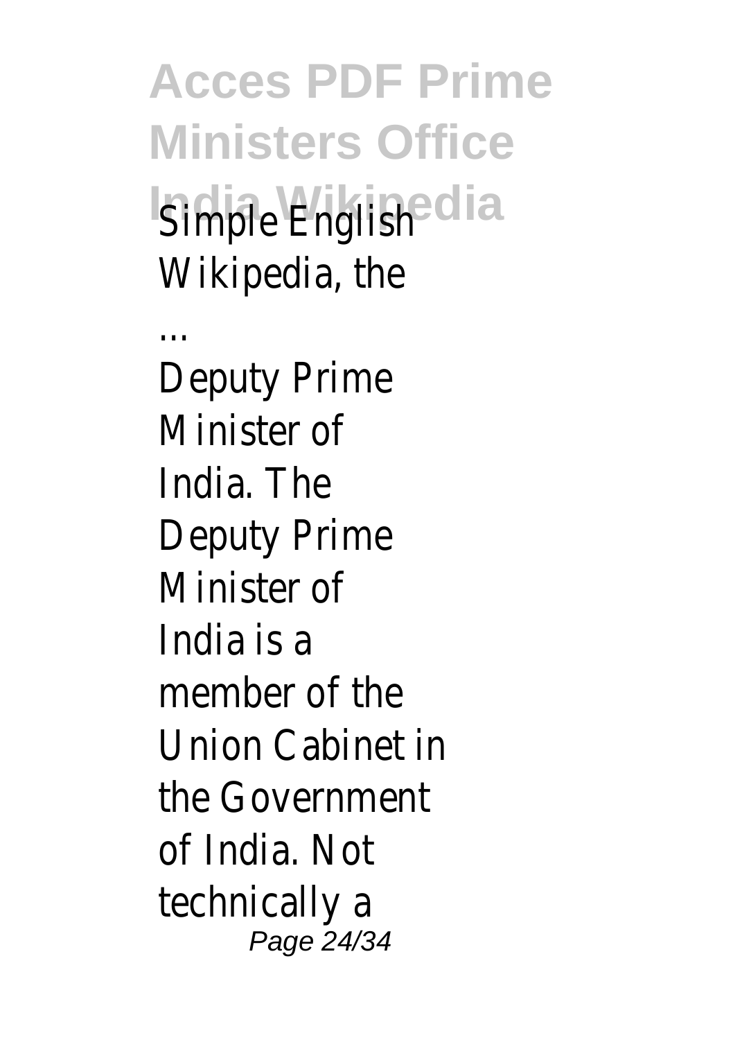Simple English Wikipedia, the ...

Deputy Prime Minister of India. The Deputy Prime Minister of India is a member of the Union Cabinet in the Government of India. Not technically a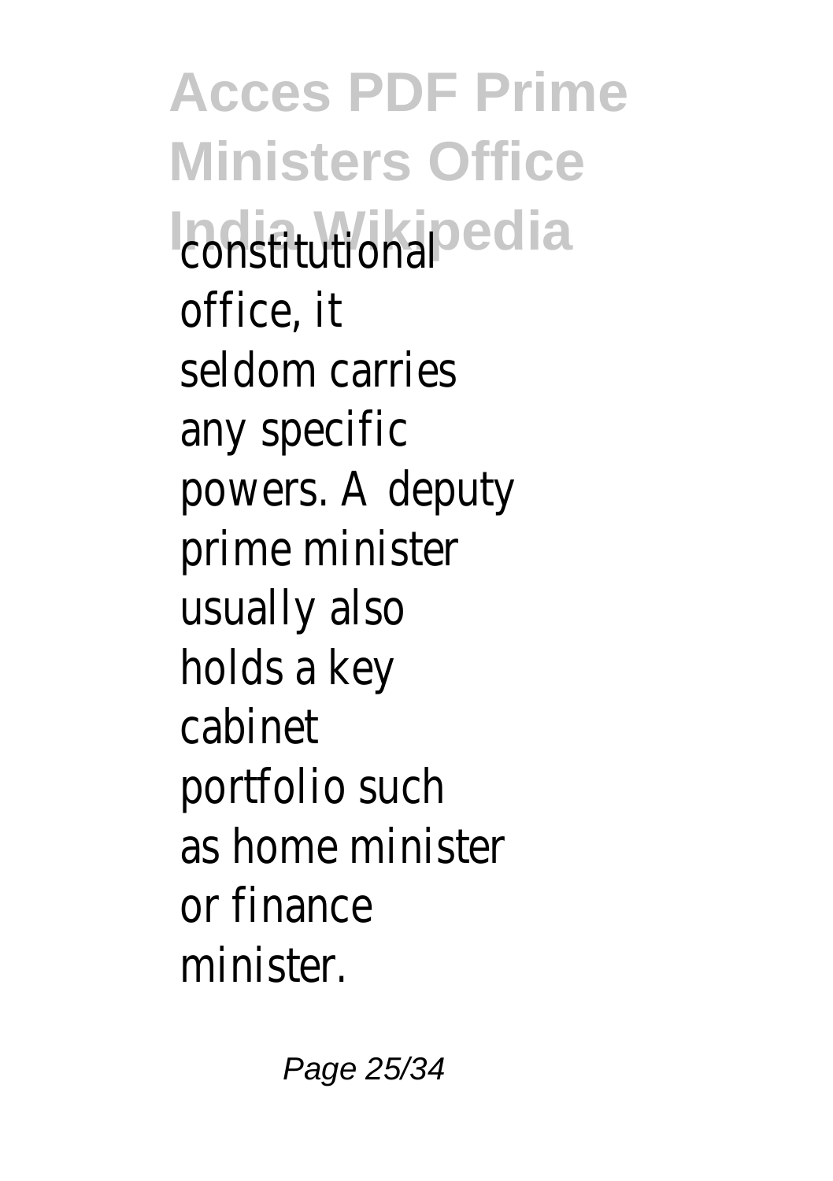constitutional office, it seldom carries any specific powers. A deputy prime minister usually also holds a key cabinet portfolio such as home minister or finance minister.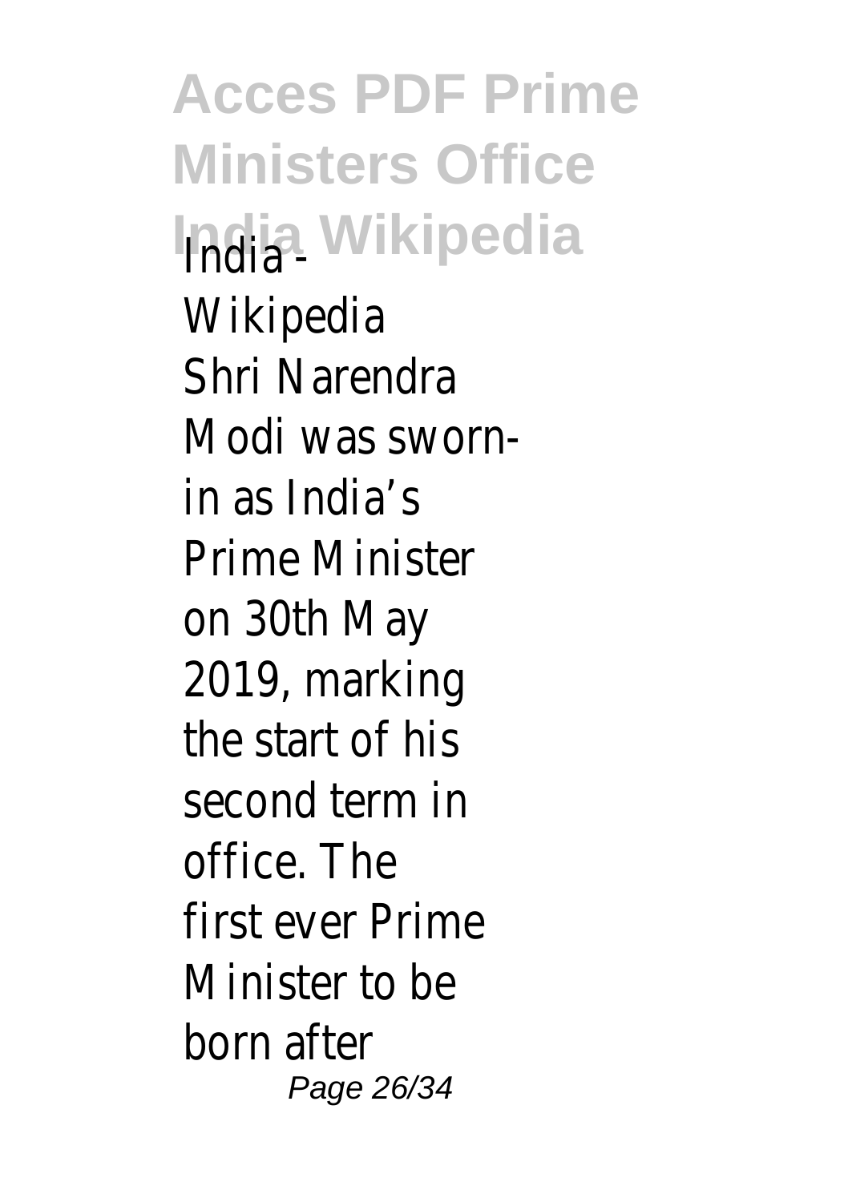India - Wikipedia

Shri Narendra Modi was sworn-in as India's Prime Minister on 30th May 2019, marking the start of his second term in office. The first ever Prime Minister to be born after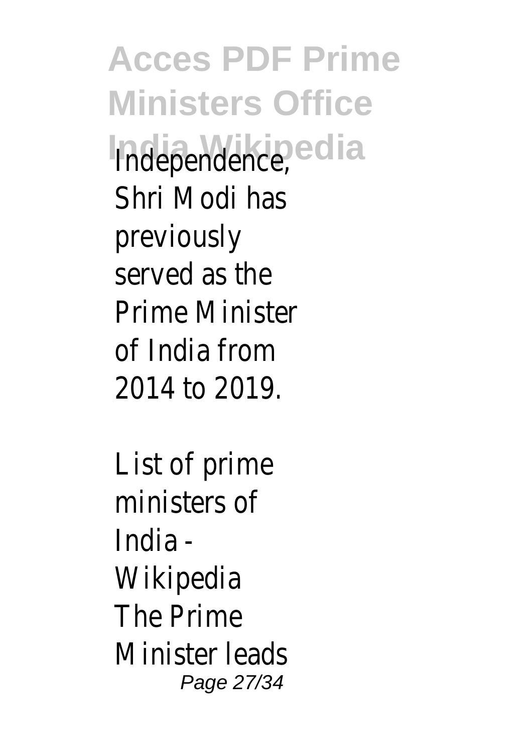Independence, Shri Modi has previously served as the Prime Minister of India from 2014 to 2019.

List of prime ministers of India - Wikipedia
The Prime Minister leads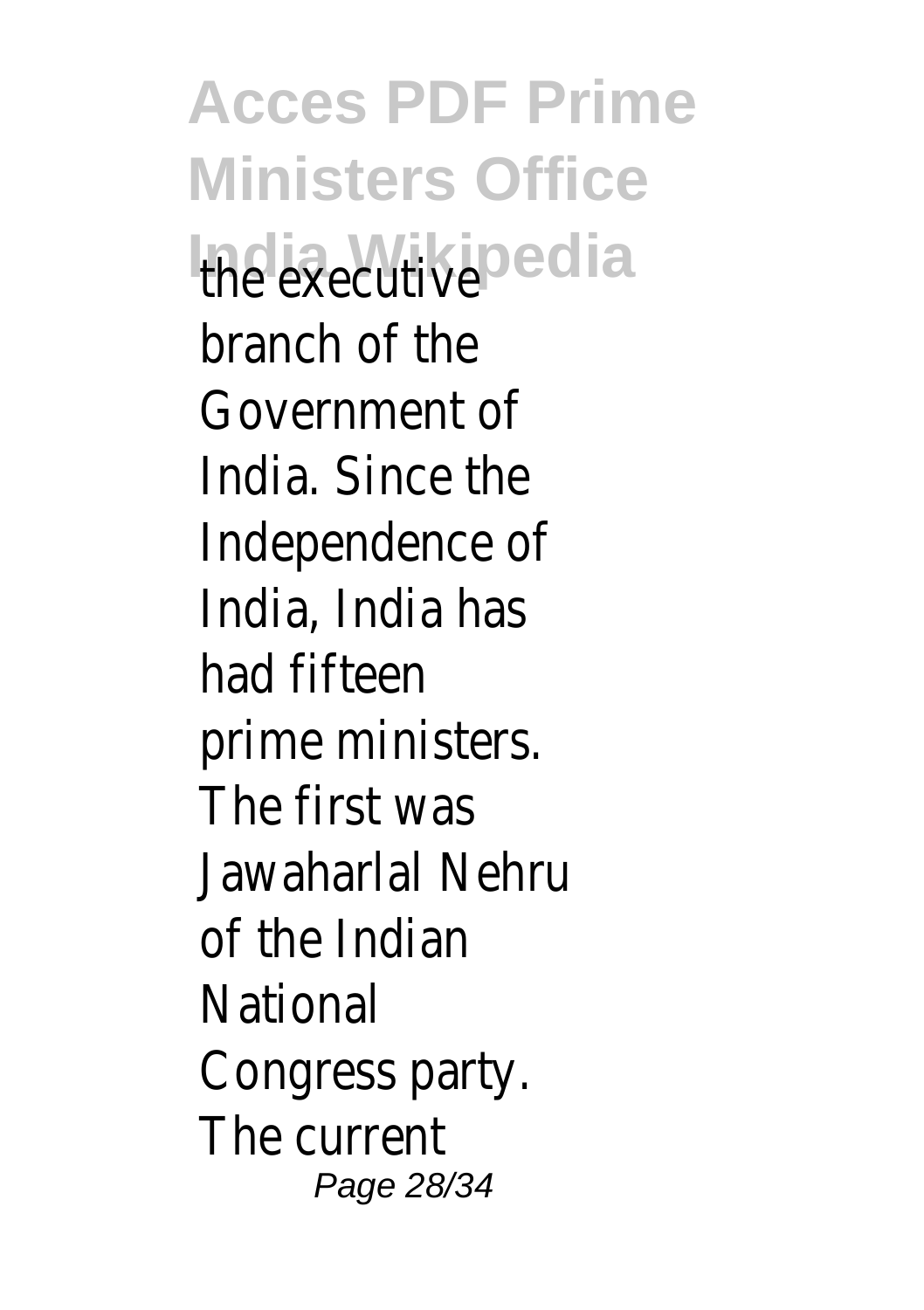the executive branch of the Government of India. Since the Independence of India, India has had fifteen prime ministers. The first was Jawaharlal Nehru of the Indian National Congress party. The current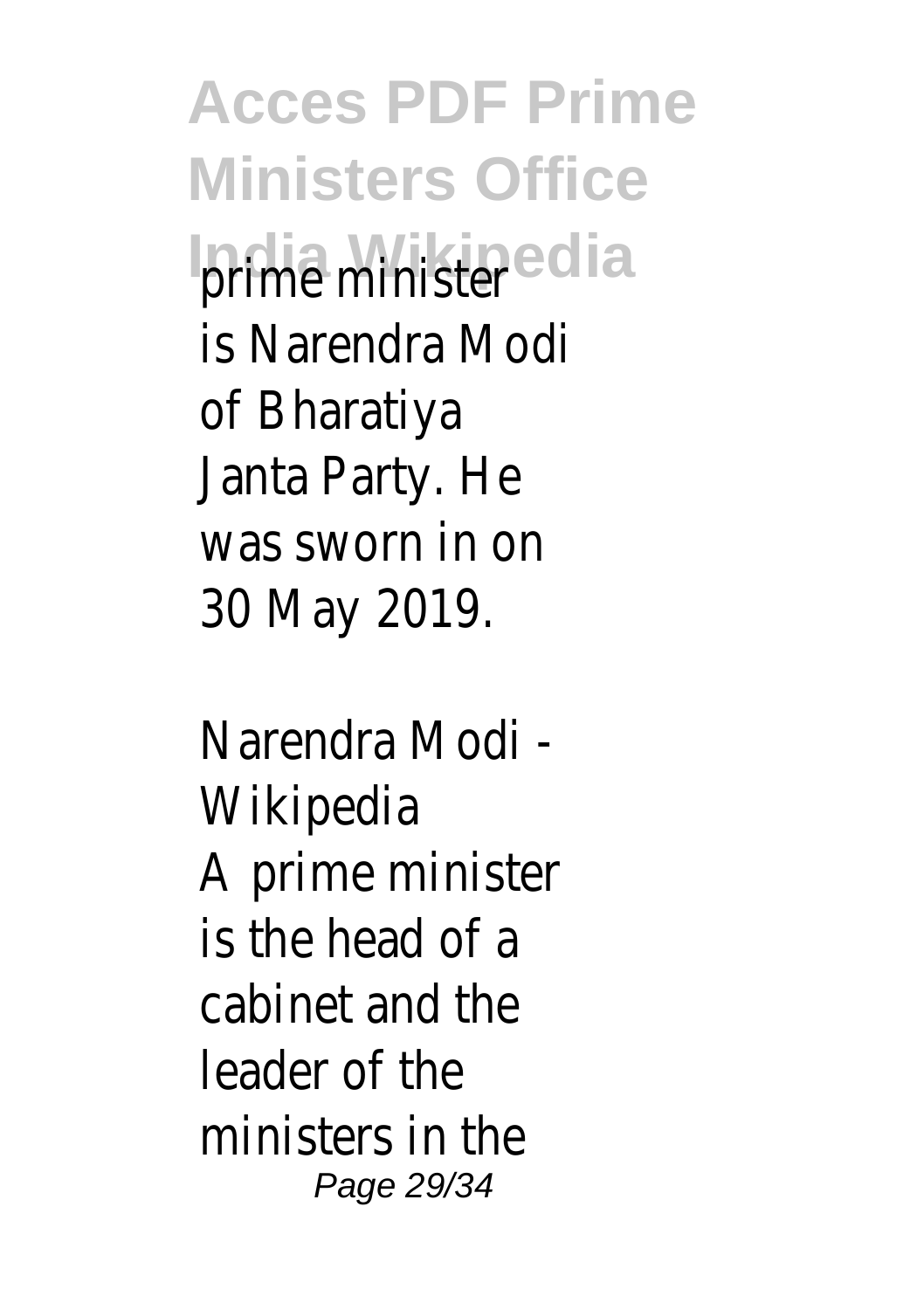prime minister is Narendra Modi of Bharatiya Janta Party. He was sworn in on 30 May 2019.

Narendra Modi - Wikipedia

A prime minister is the head of a cabinet and the leader of the ministers in the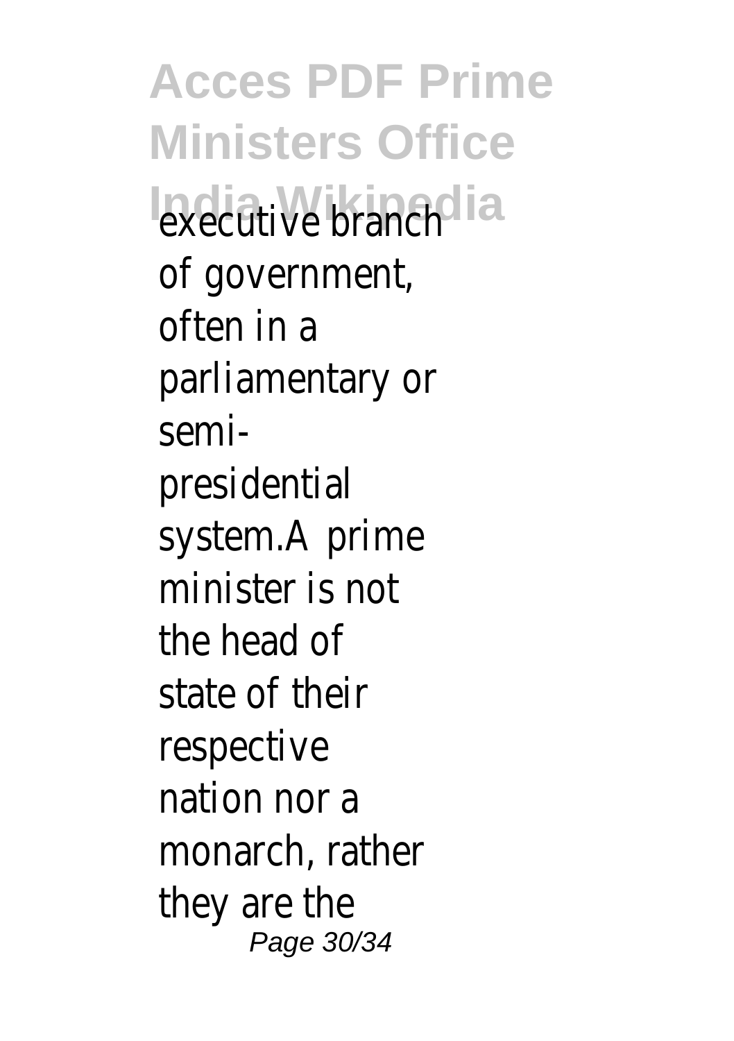executive branch of government, often in a parliamentary or semi-presidential system.A prime minister is not the head of state of their respective nation nor a monarch, rather they are the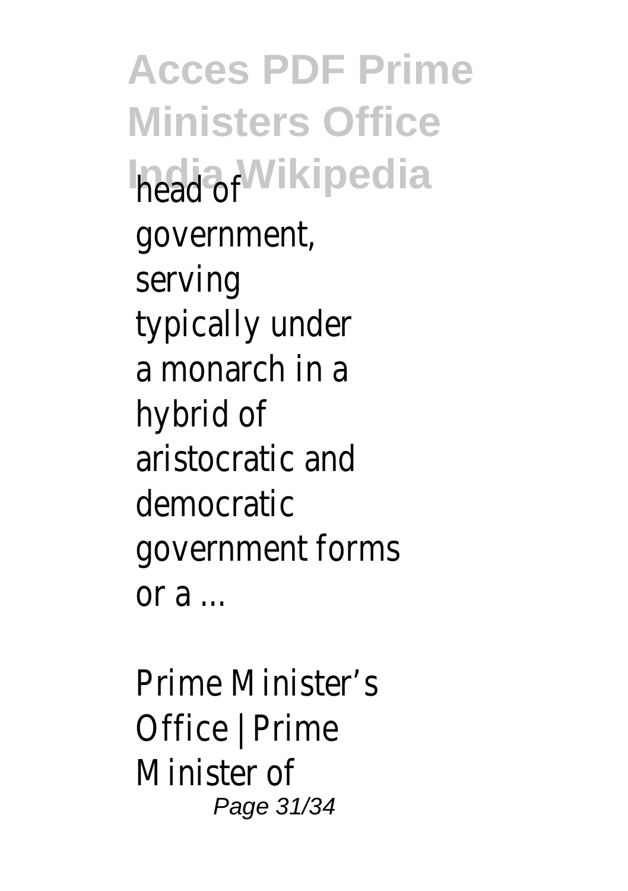head of government, serving typically under a monarch in a hybrid of aristocratic and democratic government forms or a ...

Prime Minister's Office | Prime Minister of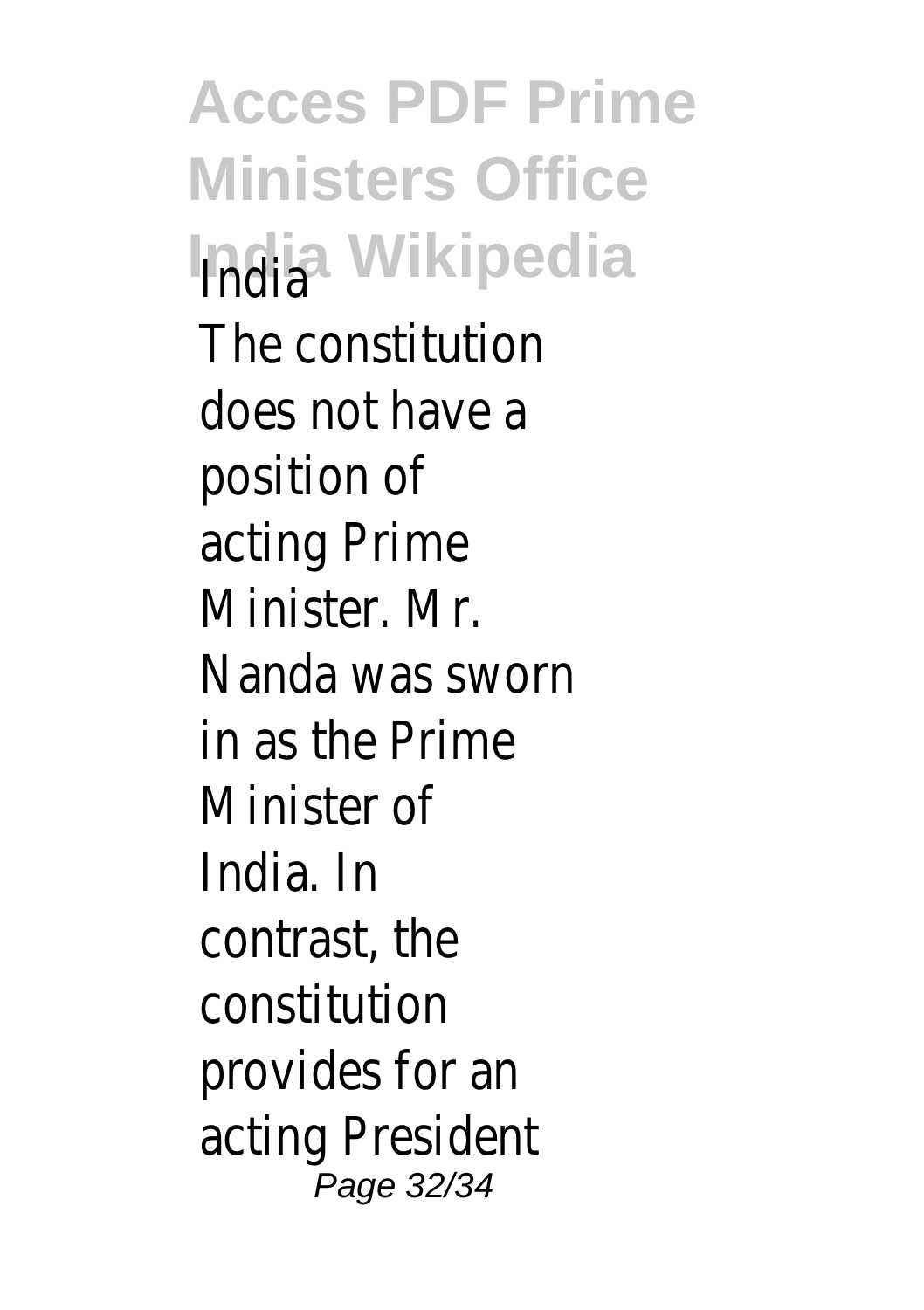India

The constitution does not have a position of acting Prime Minister. Mr. Nanda was sworn in as the Prime Minister of India. In contrast, the constitution provides for an acting President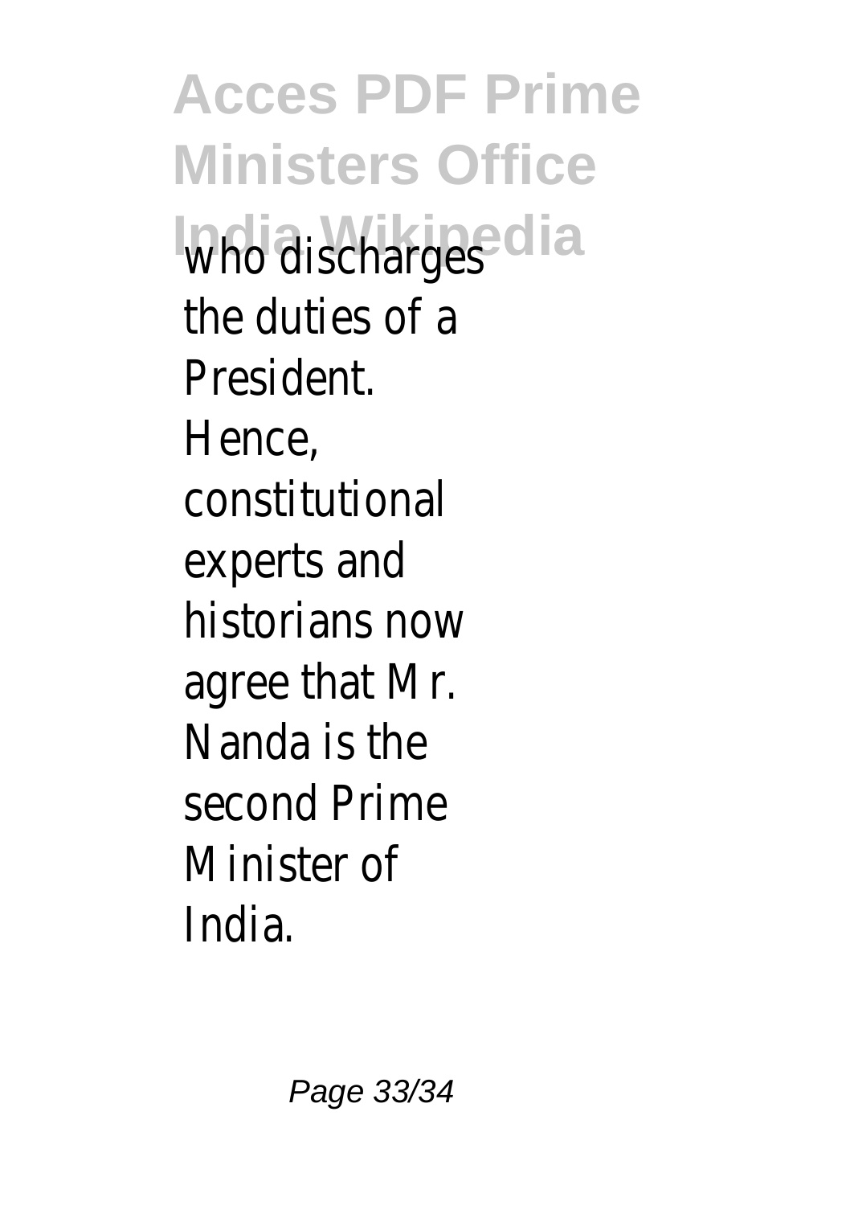who discharges the duties of a President. Hence, constitutional experts and historians now agree that Mr. Nanda is the second Prime Minister of India.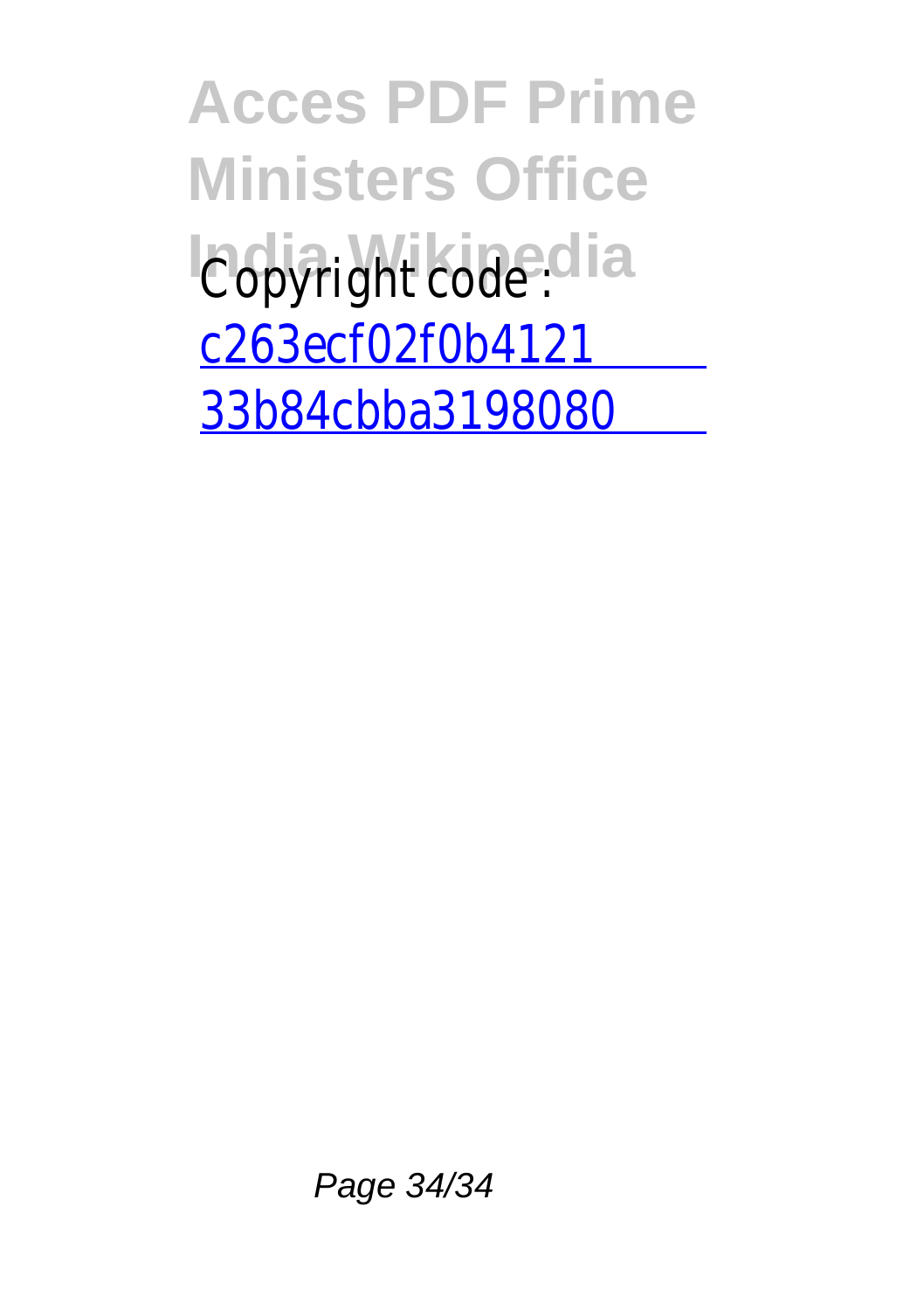Copyright code : c263ecf02f0b412133b84cbba3198080